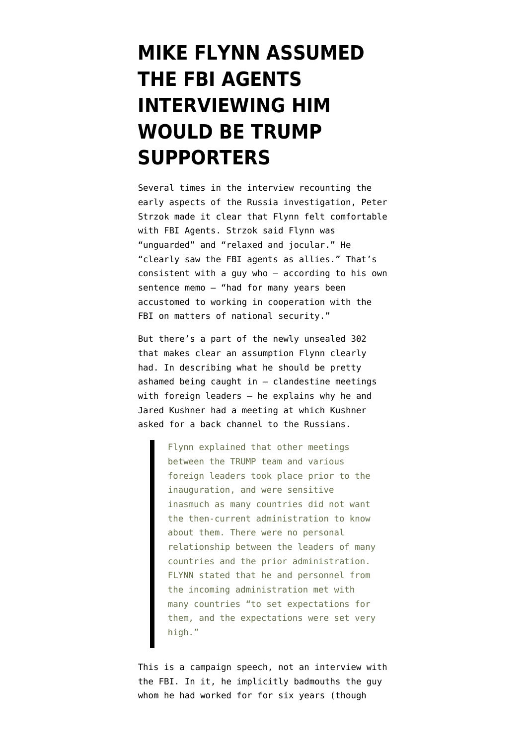# MIKE FLYNN ASSUMED THE FBI AGENTS INTERVIEWING HIM WOULD BE TRUMP SUPPORTERS

Several times in the interview recounting the early aspects of the Russia investigation, Peter Strzok made it clear that Flynn felt comfortable with FBI Agents. Strzok said Flynn was "unguarded" and "relaxed and jocular." He "clearly saw the FBI agents as allies." That's consistent with a guy who — according to his own sentence memo — "had for many years been accustomed to working in cooperation with the FBI on matters of national security."

But there's a part of the newly unsealed 302 that makes clear an assumption Flynn clearly had. In describing what he should be pretty ashamed being caught in — clandestine meetings with foreign leaders — he explains why he and Jared Kushner had a meeting at which Kushner asked for a back channel to the Russians.

> Flynn explained that other meetings between the TRUMP team and various foreign leaders took place prior to the inauguration, and were sensitive inasmuch as many countries did not want the then-current administration to know about them. There were no personal relationship between the leaders of many countries and the prior administration. FLYNN stated that he and personnel from the incoming administration met with many countries "to set expectations for them, and the expectations were set very high."

This is a campaign speech, not an interview with the FBI. In it, he implicitly badmouths the guy whom he had worked for for six years (though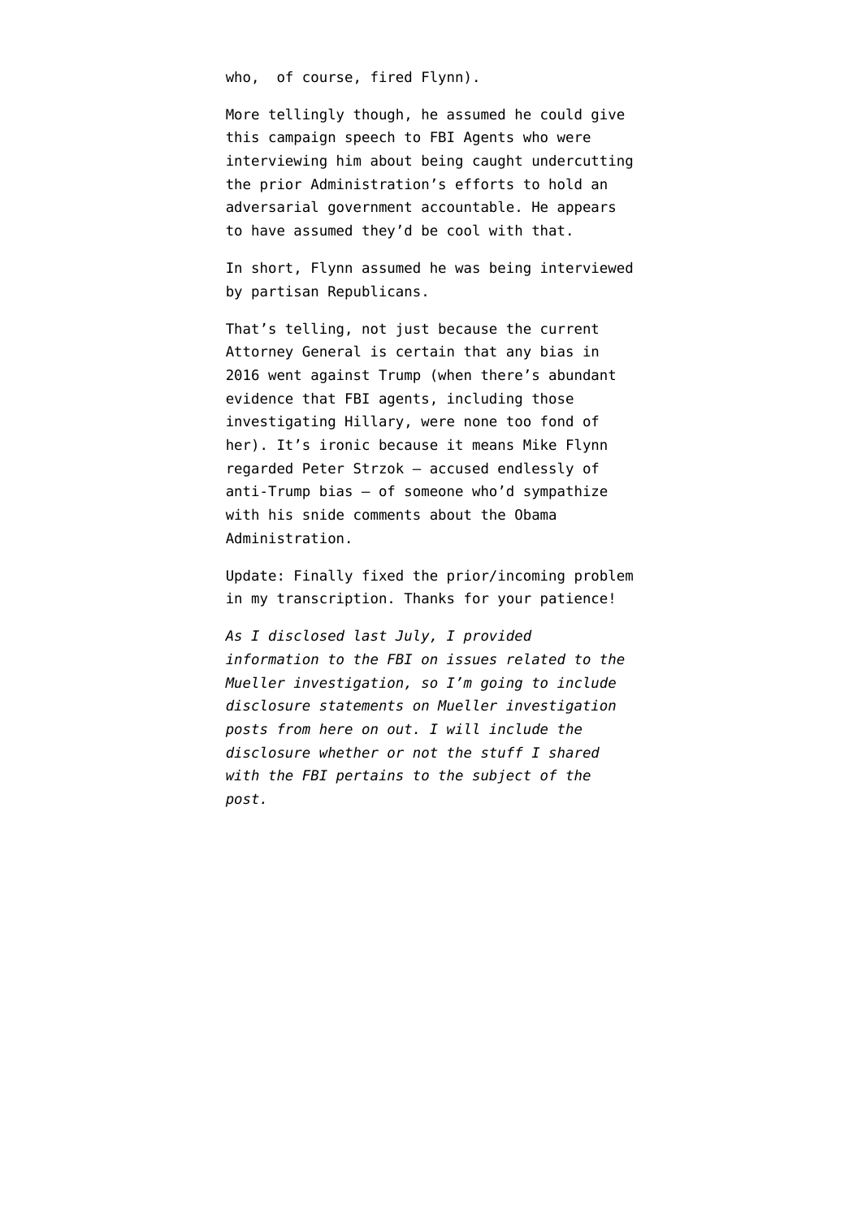who, of course, fired Flynn).

More tellingly though, he assumed he could give this campaign speech to FBI Agents who were interviewing him about being caught undercutting the prior Administration's efforts to hold an adversarial government accountable. He appears to have assumed they'd be cool with that.

In short, Flynn assumed he was being interviewed by partisan Republicans.

That's telling, not just because the current Attorney General is certain that any bias in 2016 went against Trump (when there's abundant evidence that FBI agents, including those investigating Hillary, were none too fond of her). It's ironic because it means Mike Flynn regarded Peter Strzok — accused endlessly of anti-Trump bias — of someone who'd sympathize with his snide comments about the Obama Administration.

Update: Finally fixed the prior/incoming problem in my transcription. Thanks for your patience!

*As I disclosed last July, I provided information to the FBI on issues related to the Mueller investigation, so I'm going to include disclosure statements on Mueller investigation posts from here on out. I will include the disclosure whether or not the stuff I shared with the FBI pertains to the subject of the post.*